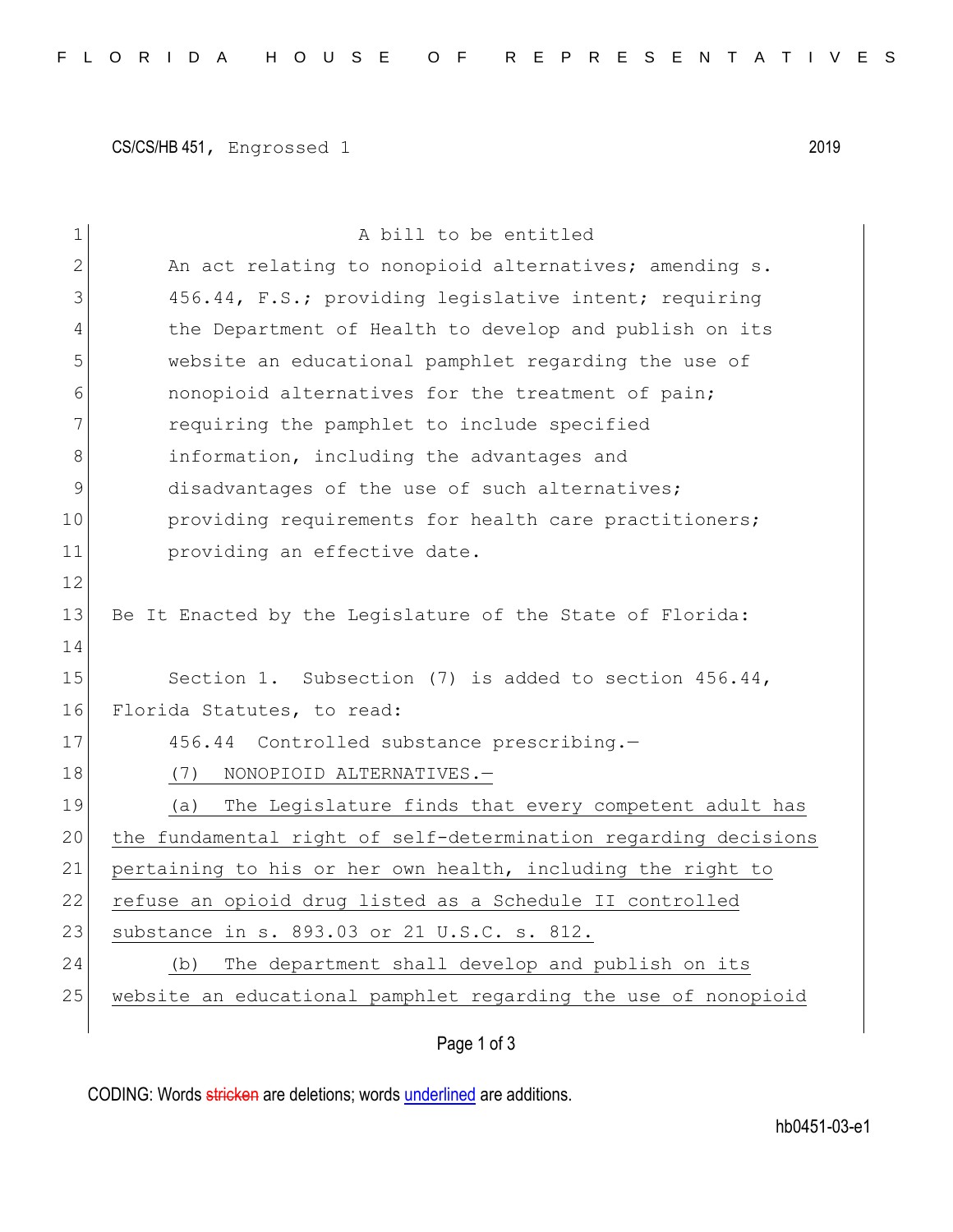CS/CS/HB 451, Engrossed 1 2019

A bill to be entitled

An act relating to nonopioid alternatives; amending s. 456.44, F.S.; providing legislative intent; requiring the Department of Health to develop and publish on its website an educational pamphlet regarding the use of nonopioid alternatives for the treatment of pain; requiring the pamphlet to include specified information, including the advantages and disadvantages of the use of such alternatives; providing requirements for health care practitioners; providing an effective date.

Be It Enacted by the Legislature of the State of Florida:

Section 1. Subsection (7) is added to section 456.44, Florida Statutes, to read:

456.44 Controlled substance prescribing.—

(7) NONOPIOID ALTERNATIVES.—

(a) The Legislature finds that every competent adult has the fundamental right of self-determination regarding decisions pertaining to his or her own health, including the right to refuse an opioid drug listed as a Schedule II controlled substance in s. 893.03 or 21 U.S.C. s. 812.

(b) The department shall develop and publish on its website an educational pamphlet regarding the use of nonopioid

CODING: Words stricken are deletions; words underlined are additions.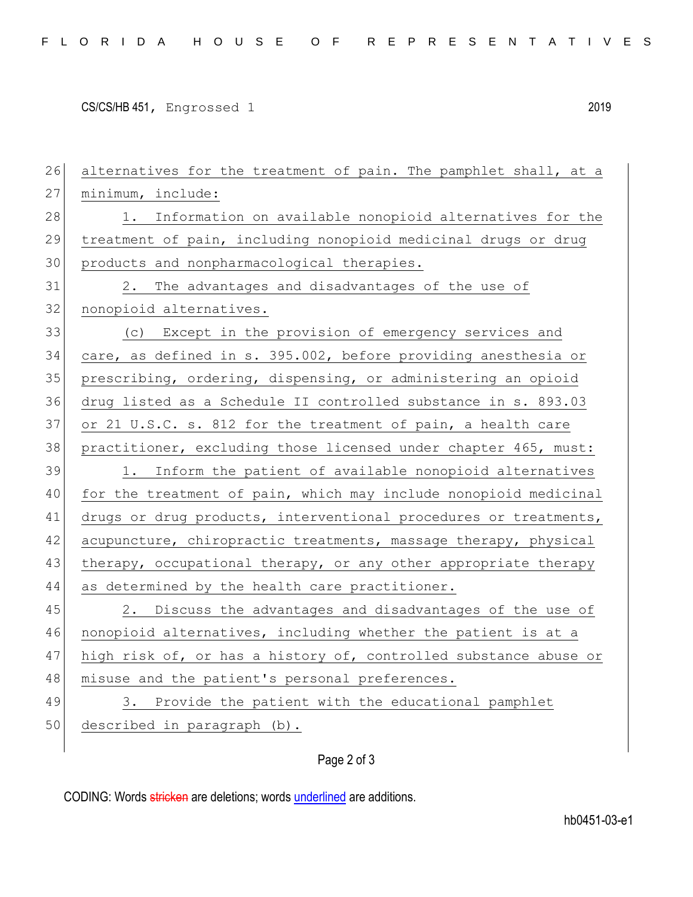alternatives for the treatment of pain. The pamphlet shall, at a minimum, include:

1. Information on available nonopioid alternatives for the treatment of pain, including nonopioid medicinal drugs or drug products and nonpharmacological therapies.

2. The advantages and disadvantages of the use of nonopioid alternatives.

(c) Except in the provision of emergency services and care, as defined in s. 395.002, before providing anesthesia or prescribing, ordering, dispensing, or administering an opioid drug listed as a Schedule II controlled substance in s. 893.03 or 21 U.S.C. s. 812 for the treatment of pain, a health care practitioner, excluding those licensed under chapter 465, must:

1. Inform the patient of available nonopioid alternatives for the treatment of pain, which may include nonopioid medicinal drugs or drug products, interventional procedures or treatments, acupuncture, chiropractic treatments, massage therapy, physical therapy, occupational therapy, or any other appropriate therapy as determined by the health care practitioner.

2. Discuss the advantages and disadvantages of the use of nonopioid alternatives, including whether the patient is at a high risk of, or has a history of, controlled substance abuse or misuse and the patient's personal preferences.

3. Provide the patient with the educational pamphlet described in paragraph (b).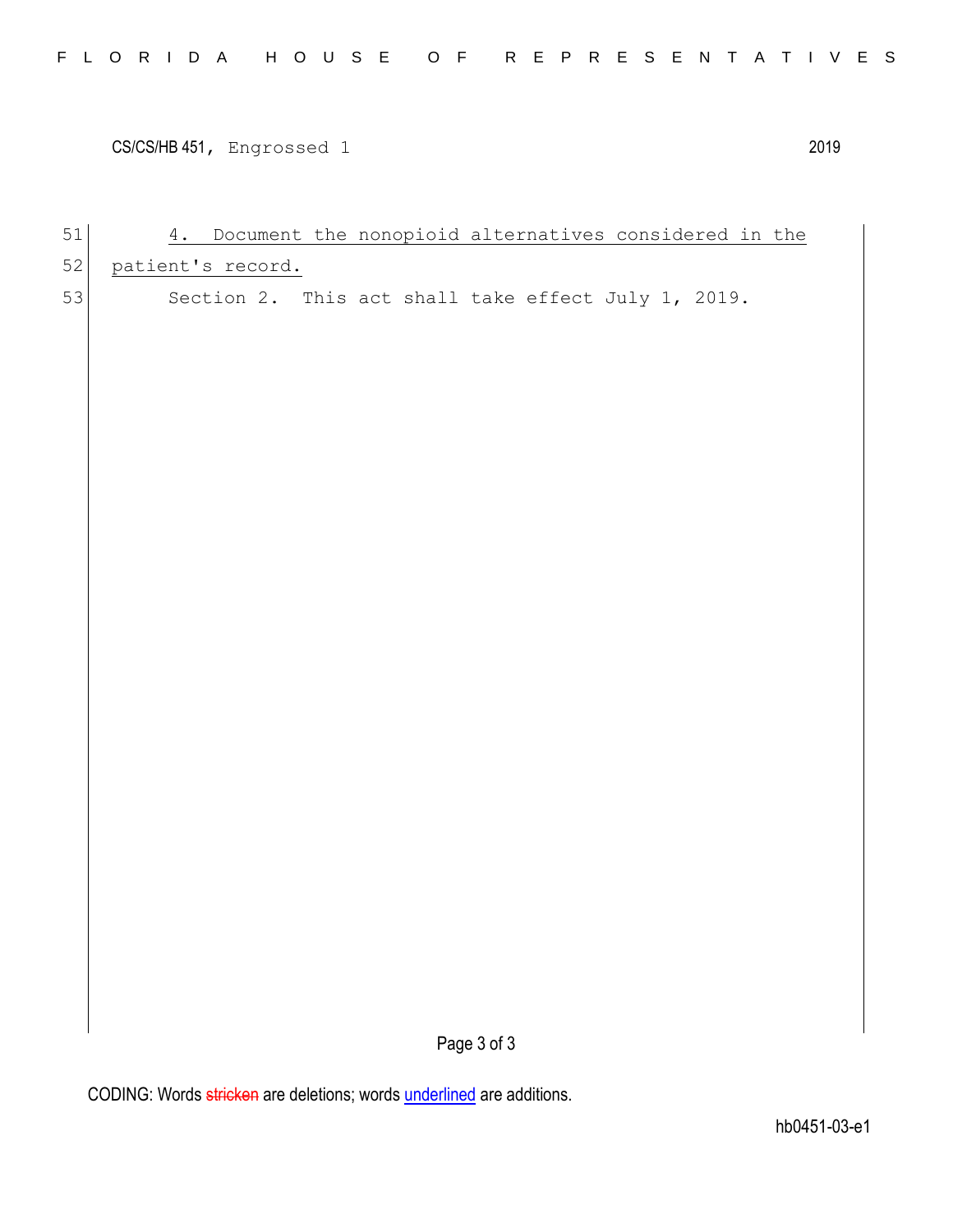51 4. Document the nonopioid alternatives considered in the
52 patient's record.
53 Section 2. This act shall take effect July 1, 2019.

CODING: Words stricken are deletions; words underlined are additions.